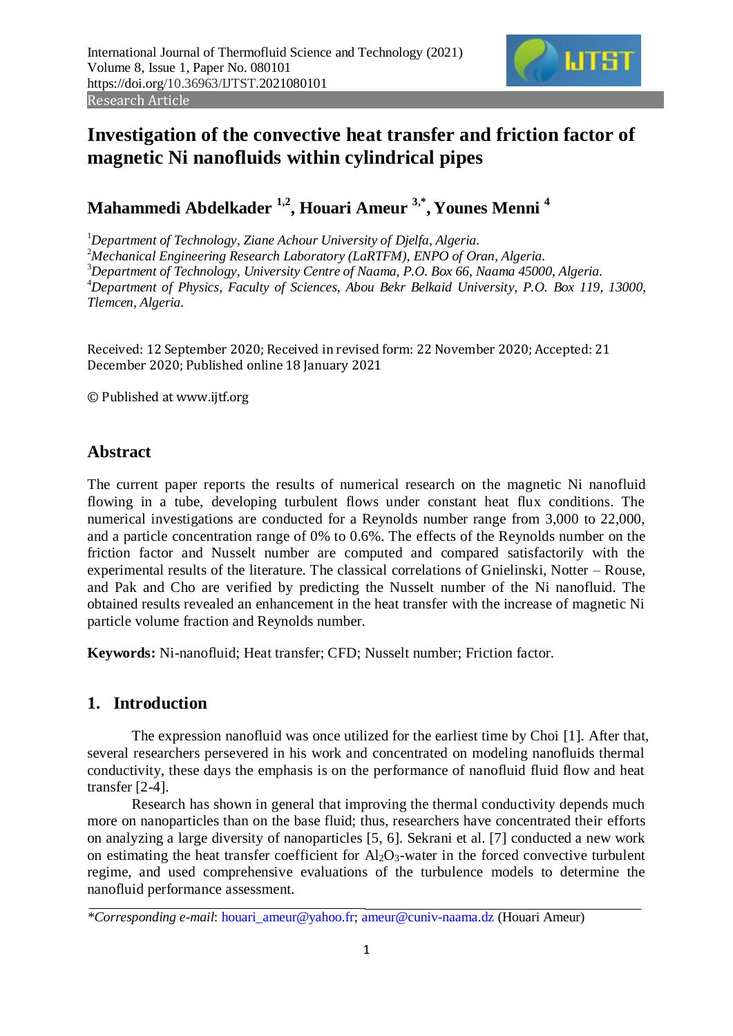Research Article

# Investigation of the convective heat transfer and friction factor of magnetic Ni nanofluids within cylindrical pipes

**Mahammedi Abdelkader [1,2], Houari Ameur [3,*], Younes Menni [4]**

[1] *Department of Technology, Ziane Achour University of Djelfa, Algeria.*
[2] *Mechanical Engineering Research Laboratory (LaRTFM), ENPO of Oran, Algeria.*
[3] *Department of Technology, University Centre of Naama, P.O. Box 66, Naama 45000, Algeria.*
[4] *Department of Physics, Faculty of Sciences, Abou Bekr Belkaid University, P.O. Box 119, 13000, Tlemcen, Algeria.*

Received: 12 September 2020; Received in revised form: 22 November 2020; Accepted: 21 December 2020; Published online 18 January 2021

© Published at www.ijtf.org

## Abstract

The current paper reports the results of numerical research on the magnetic Ni nanofluid flowing in a tube, developing turbulent flows under constant heat flux conditions. The numerical investigations are conducted for a Reynolds number range from 3,000 to 22,000, and a particle concentration range of 0% to 0.6%. The effects of the Reynolds number on the friction factor and Nusselt number are computed and compared satisfactorily with the experimental results of the literature. The classical correlations of Gnielinski, Notter – Rouse, and Pak and Cho are verified by predicting the Nusselt number of the Ni nanofluid. The obtained results revealed an enhancement in the heat transfer with the increase of magnetic Ni particle volume fraction and Reynolds number.

**Keywords:** Ni-nanofluid; Heat transfer; CFD; Nusselt number; Friction factor.

## 1. Introduction

The expression nanofluid was once utilized for the earliest time by Choi [1]. After that, several researchers persevered in his work and concentrated on modeling nanofluids thermal conductivity, these days the emphasis is on the performance of nanofluid fluid flow and heat transfer [2-4].

Research has shown in general that improving the thermal conductivity depends much more on nanoparticles than on the base fluid; thus, researchers have concentrated their efforts on analyzing a large diversity of nanoparticles [5, 6]. Sekrani et al. [7] conducted a new work on estimating the heat transfer coefficient for $Al_2O_3$-water in the forced convective turbulent regime, and used comprehensive evaluations of the turbulence models to determine the nanofluid performance assessment.

---

*\*Corresponding e-mail*: houari_ameur@yahoo.fr; ameur@cuniv-naama.dz (Houari Ameur)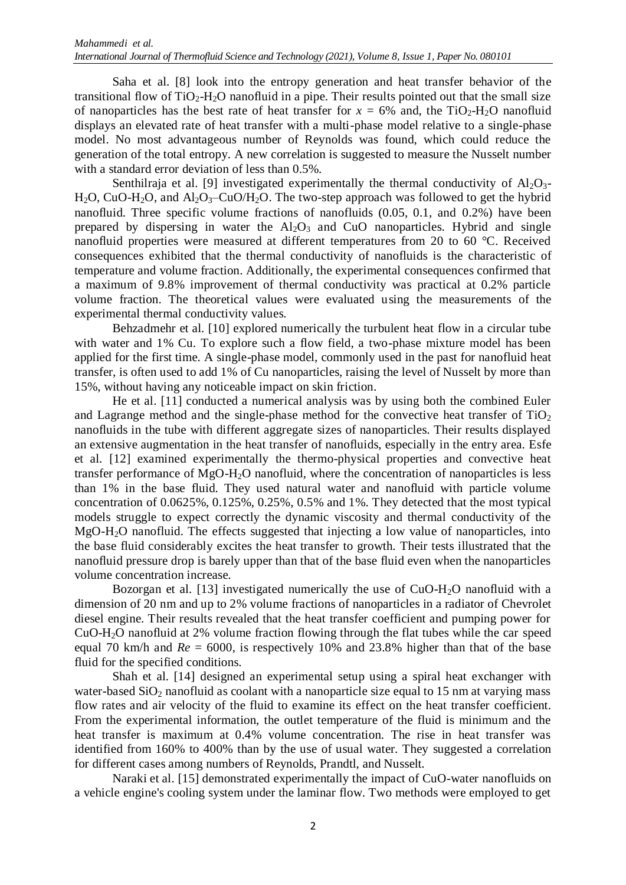Saha et al. [8] look into the entropy generation and heat transfer behavior of the transitional flow of $TiO_2$-$H_2O$ nanofluid in a pipe. Their results pointed out that the small size of nanoparticles has the best rate of heat transfer for $x = 6\%$ and, the $TiO_2$-$H_2O$ nanofluid displays an elevated rate of heat transfer with a multi-phase model relative to a single-phase model. No most advantageous number of Reynolds was found, which could reduce the generation of the total entropy. A new correlation is suggested to measure the Nusselt number with a standard error deviation of less than 0.5%.

Senthilraja et al. [9] investigated experimentally the thermal conductivity of $Al_2O_3$-$H_2O$, CuO-$H_2O$, and $Al_2O_3$–CuO/$H_2O$. The two-step approach was followed to get the hybrid nanofluid. Three specific volume fractions of nanofluids (0.05, 0.1, and 0.2%) have been prepared by dispersing in water the $Al_2O_3$ and CuO nanoparticles. Hybrid and single nanofluid properties were measured at different temperatures from 20 to 60 °C. Received consequences exhibited that the thermal conductivity of nanofluids is the characteristic of temperature and volume fraction. Additionally, the experimental consequences confirmed that a maximum of 9.8% improvement of thermal conductivity was practical at 0.2% particle volume fraction. The theoretical values were evaluated using the measurements of the experimental thermal conductivity values.

Behzadmehr et al. [10] explored numerically the turbulent heat flow in a circular tube with water and 1% Cu. To explore such a flow field, a two-phase mixture model has been applied for the first time. A single-phase model, commonly used in the past for nanofluid heat transfer, is often used to add 1% of Cu nanoparticles, raising the level of Nusselt by more than 15%, without having any noticeable impact on skin friction.

He et al. [11] conducted a numerical analysis was by using both the combined Euler and Lagrange method and the single-phase method for the convective heat transfer of $TiO_2$ nanofluids in the tube with different aggregate sizes of nanoparticles. Their results displayed an extensive augmentation in the heat transfer of nanofluids, especially in the entry area. Esfe et al. [12] examined experimentally the thermo-physical properties and convective heat transfer performance of MgO-$H_2O$ nanofluid, where the concentration of nanoparticles is less than 1% in the base fluid. They used natural water and nanofluid with particle volume concentration of 0.0625%, 0.125%, 0.25%, 0.5% and 1%. They detected that the most typical models struggle to expect correctly the dynamic viscosity and thermal conductivity of the MgO-$H_2O$ nanofluid. The effects suggested that injecting a low value of nanoparticles, into the base fluid considerably excites the heat transfer to growth. Their tests illustrated that the nanofluid pressure drop is barely upper than that of the base fluid even when the nanoparticles volume concentration increase.

Bozorgan et al. [13] investigated numerically the use of CuO-$H_2O$ nanofluid with a dimension of 20 nm and up to 2% volume fractions of nanoparticles in a radiator of Chevrolet diesel engine. Their results revealed that the heat transfer coefficient and pumping power for CuO-$H_2O$ nanofluid at 2% volume fraction flowing through the flat tubes while the car speed equal 70 km/h and $Re = 6000$, is respectively 10% and 23.8% higher than that of the base fluid for the specified conditions.

Shah et al. [14] designed an experimental setup using a spiral heat exchanger with water-based $SiO_2$ nanofluid as coolant with a nanoparticle size equal to 15 nm at varying mass flow rates and air velocity of the fluid to examine its effect on the heat transfer coefficient. From the experimental information, the outlet temperature of the fluid is minimum and the heat transfer is maximum at 0.4% volume concentration. The rise in heat transfer was identified from 160% to 400% than by the use of usual water. They suggested a correlation for different cases among numbers of Reynolds, Prandtl, and Nusselt.

Naraki et al. [15] demonstrated experimentally the impact of CuO-water nanofluids on a vehicle engine's cooling system under the laminar flow. Two methods were employed to get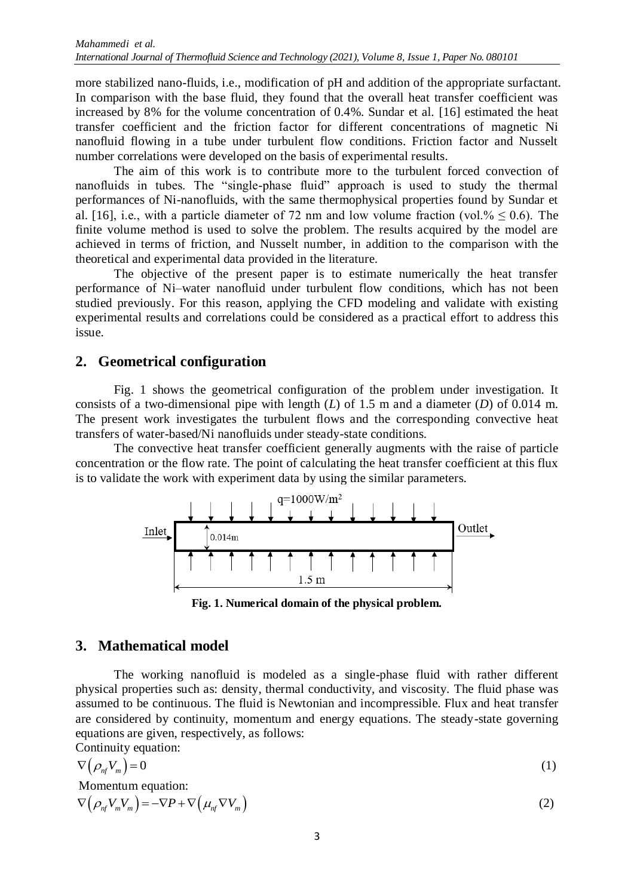more stabilized nano-fluids, i.e., modification of pH and addition of the appropriate surfactant. In comparison with the base fluid, they found that the overall heat transfer coefficient was increased by 8% for the volume concentration of 0.4%. Sundar et al. [16] estimated the heat transfer coefficient and the friction factor for different concentrations of magnetic Ni nanofluid flowing in a tube under turbulent flow conditions. Friction factor and Nusselt number correlations were developed on the basis of experimental results.

The aim of this work is to contribute more to the turbulent forced convection of nanofluids in tubes. The "single-phase fluid" approach is used to study the thermal performances of Ni-nanofluids, with the same thermophysical properties found by Sundar et al. [16], i.e., with a particle diameter of 72 nm and low volume fraction (vol.% $\leq$ 0.6). The finite volume method is used to solve the problem. The results acquired by the model are achieved in terms of friction, and Nusselt number, in addition to the comparison with the theoretical and experimental data provided in the literature.

The objective of the present paper is to estimate numerically the heat transfer performance of Ni–water nanofluid under turbulent flow conditions, which has not been studied previously. For this reason, applying the CFD modeling and validate with existing experimental results and correlations could be considered as a practical effort to address this issue.

## 2. Geometrical configuration

Fig. 1 shows the geometrical configuration of the problem under investigation. It consists of a two-dimensional pipe with length (*L*) of 1.5 m and a diameter (*D*) of 0.014 m. The present work investigates the turbulent flows and the corresponding convective heat transfers of water-based/Ni nanofluids under steady-state conditions.

The convective heat transfer coefficient generally augments with the raise of particle concentration or the flow rate. The point of calculating the heat transfer coefficient at this flux is to validate the work with experiment data by using the similar parameters.

q=1000W/m$^2$

Inlet | 0.014m | Outlet | 1.5 m

**Fig. 1. Numerical domain of the physical problem.**

## 3. Mathematical model

The working nanofluid is modeled as a single-phase fluid with rather different physical properties such as: density, thermal conductivity, and viscosity. The fluid phase was assumed to be continuous. The fluid is Newtonian and incompressible. Flux and heat transfer are considered by continuity, momentum and energy equations. The steady-state governing equations are given, respectively, as follows:

Continuity equation:

$$\nabla\left(\rho_{nf} V_m\right) = 0 \tag{1}$$

Momentum equation:

$$\nabla\left(\rho_{nf} V_m V_m\right) = -\nabla P + \nabla\left(\mu_{nf} \nabla V_m\right) \tag{2}$$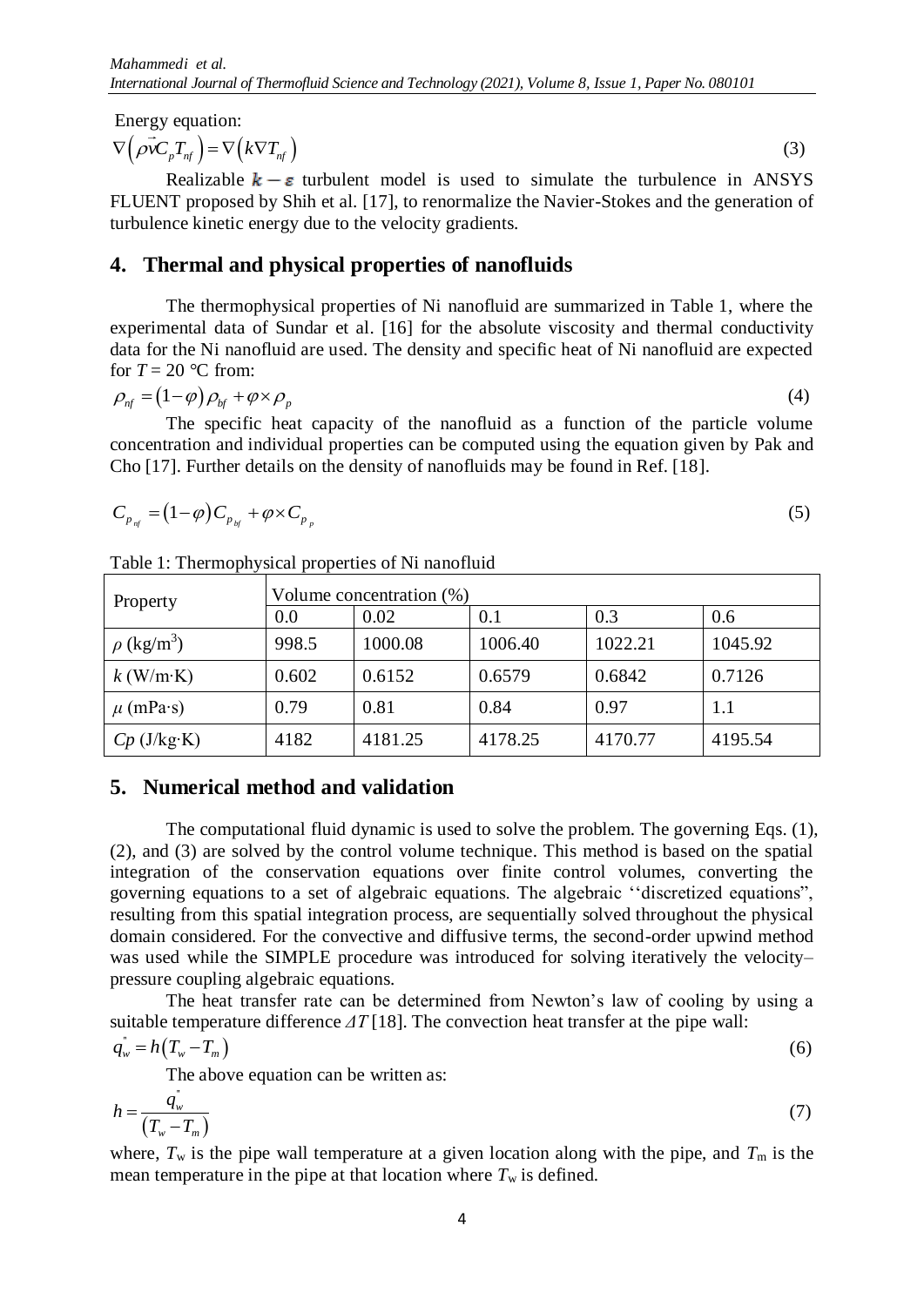Energy equation:

$$\nabla\left(\rho\vec{v}C_p T_{nf}\right)=\nabla\left(k\nabla T_{nf}\right) \tag{3}$$

Realizable $k-\varepsilon$ turbulent model is used to simulate the turbulence in ANSYS FLUENT proposed by Shih et al. [17], to renormalize the Navier-Stokes and the generation of turbulence kinetic energy due to the velocity gradients.

## 4. Thermal and physical properties of nanofluids

The thermophysical properties of Ni nanofluid are summarized in Table 1, where the experimental data of Sundar et al. [16] for the absolute viscosity and thermal conductivity data for the Ni nanofluid are used. The density and specific heat of Ni nanofluid are expected for $T = 20$ °C from:

$$\rho_{nf}=\left(1-\varphi\right)\rho_{bf}+\varphi\times\rho_p \tag{4}$$

The specific heat capacity of the nanofluid as a function of the particle volume concentration and individual properties can be computed using the equation given by Pak and Cho [17]. Further details on the density of nanofluids may be found in Ref. [18].

$$C_{p_{nf}}=\left(1-\varphi\right)C_{p_{bf}}+\varphi\times C_{p_p} \tag{5}$$

Table 1: Thermophysical properties of Ni nanofluid

| Property | Volume concentration (%) | | | | |
|---|---|---|---|---|---|
| | 0.0 | 0.02 | 0.1 | 0.3 | 0.6 |
| $\rho$ (kg/m$^3$) | 998.5 | 1000.08 | 1006.40 | 1022.21 | 1045.92 |
| $k$ (W/m·K) | 0.602 | 0.6152 | 0.6579 | 0.6842 | 0.7126 |
| $\mu$ (mPa·s) | 0.79 | 0.81 | 0.84 | 0.97 | 1.1 |
| $Cp$ (J/kg·K) | 4182 | 4181.25 | 4178.25 | 4170.77 | 4195.54 |

## 5. Numerical method and validation

The computational fluid dynamic is used to solve the problem. The governing Eqs. (1), (2), and (3) are solved by the control volume technique. This method is based on the spatial integration of the conservation equations over finite control volumes, converting the governing equations to a set of algebraic equations. The algebraic ''discretized equations", resulting from this spatial integration process, are sequentially solved throughout the physical domain considered. For the convective and diffusive terms, the second-order upwind method was used while the SIMPLE procedure was introduced for solving iteratively the velocity–pressure coupling algebraic equations.

The heat transfer rate can be determined from Newton's law of cooling by using a suitable temperature difference $\Delta T$ [18]. The convection heat transfer at the pipe wall:

$$q_w^{"}=h\left(T_w-T_m\right) \tag{6}$$

The above equation can be written as:

$$h=\frac{q_w^{"}}{\left(T_w-T_m\right)} \tag{7}$$

where, $T_w$ is the pipe wall temperature at a given location along with the pipe, and $T_m$ is the mean temperature in the pipe at that location where $T_w$ is defined.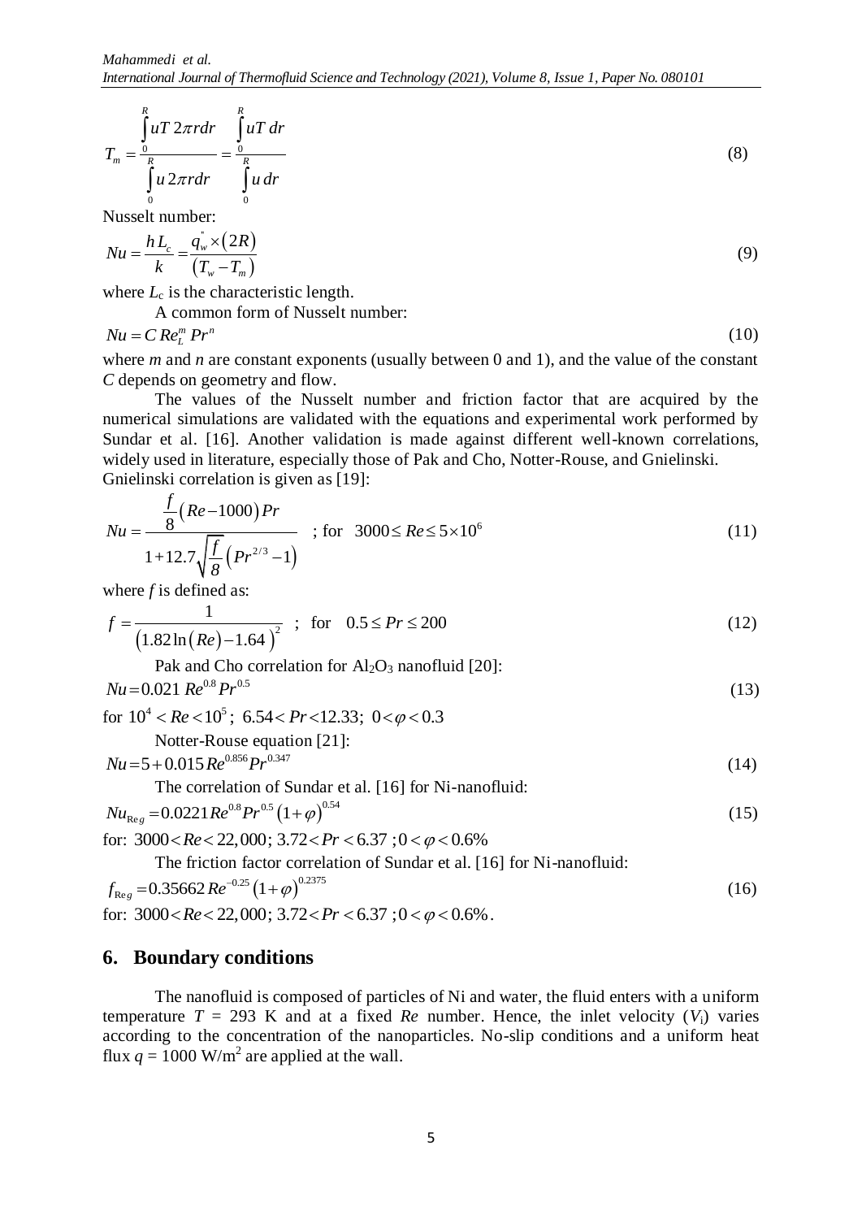$$T_m = \frac{\int_0^R uT\,2\pi r dr}{\int_0^R u\,2\pi r dr} = \frac{\int_0^R uT\,dr}{\int_0^R u\,dr} \tag{8}$$

Nusselt number:

$$Nu = \frac{h L_c}{k} = \frac{q_w^{"} \times (2R)}{(T_w - T_m)} \tag{9}$$

where $L_c$ is the characteristic length.

A common form of Nusselt number:

$$Nu = C\,Re_L^m\,Pr^n \tag{10}$$

where $m$ and $n$ are constant exponents (usually between 0 and 1), and the value of the constant $C$ depends on geometry and flow.

The values of the Nusselt number and friction factor that are acquired by the numerical simulations are validated with the equations and experimental work performed by Sundar et al. [16]. Another validation is made against different well-known correlations, widely used in literature, especially those of Pak and Cho, Notter-Rouse, and Gnielinski. Gnielinski correlation is given as [19]:

$$Nu = \frac{\frac{f}{8}(Re - 1000)Pr}{1 + 12.7\sqrt{\frac{f}{8}}\left(Pr^{2/3} - 1\right)} \quad ; \text{ for } \; 3000 \le Re \le 5\times10^6 \tag{11}$$

where $f$ is defined as:

$$f = \frac{1}{\left(1.82\ln(Re) - 1.64\right)^2} \quad ; \text{ for } \; 0.5 \le Pr \le 200 \tag{12}$$

Pak and Cho correlation for $Al_2O_3$ nanofluid [20]:

$$Nu = 0.021\,Re^{0.8}\,Pr^{0.5} \tag{13}$$

for $10^4 < Re < 10^5$; $6.54 < Pr < 12.33$; $0 < \varphi < 0.3$

Notter-Rouse equation [21]:

$$Nu = 5 + 0.015\,Re^{0.856}\,Pr^{0.347} \tag{14}$$

The correlation of Sundar et al. [16] for Ni-nanofluid:

$$Nu_{Reg} = 0.0221\,Re^{0.8}\,Pr^{0.5}\,(1+\varphi)^{0.54} \tag{15}$$

for: $3000 < Re < 22{,}000$; $3.72 < Pr < 6.37$ ; $0 < \varphi < 0.6\%$

The friction factor correlation of Sundar et al. [16] for Ni-nanofluid:

$$f_{Reg} = 0.35662\,Re^{-0.25}\,(1+\varphi)^{0.2375} \tag{16}$$

for: $3000 < Re < 22{,}000$; $3.72 < Pr < 6.37$ ; $0 < \varphi < 0.6\%$.

## 6. Boundary conditions

The nanofluid is composed of particles of Ni and water, the fluid enters with a uniform temperature $T$ = 293 K and at a fixed $Re$ number. Hence, the inlet velocity ($V_i$) varies according to the concentration of the nanoparticles. No-slip conditions and a uniform heat flux $q$ = 1000 W/m$^2$ are applied at the wall.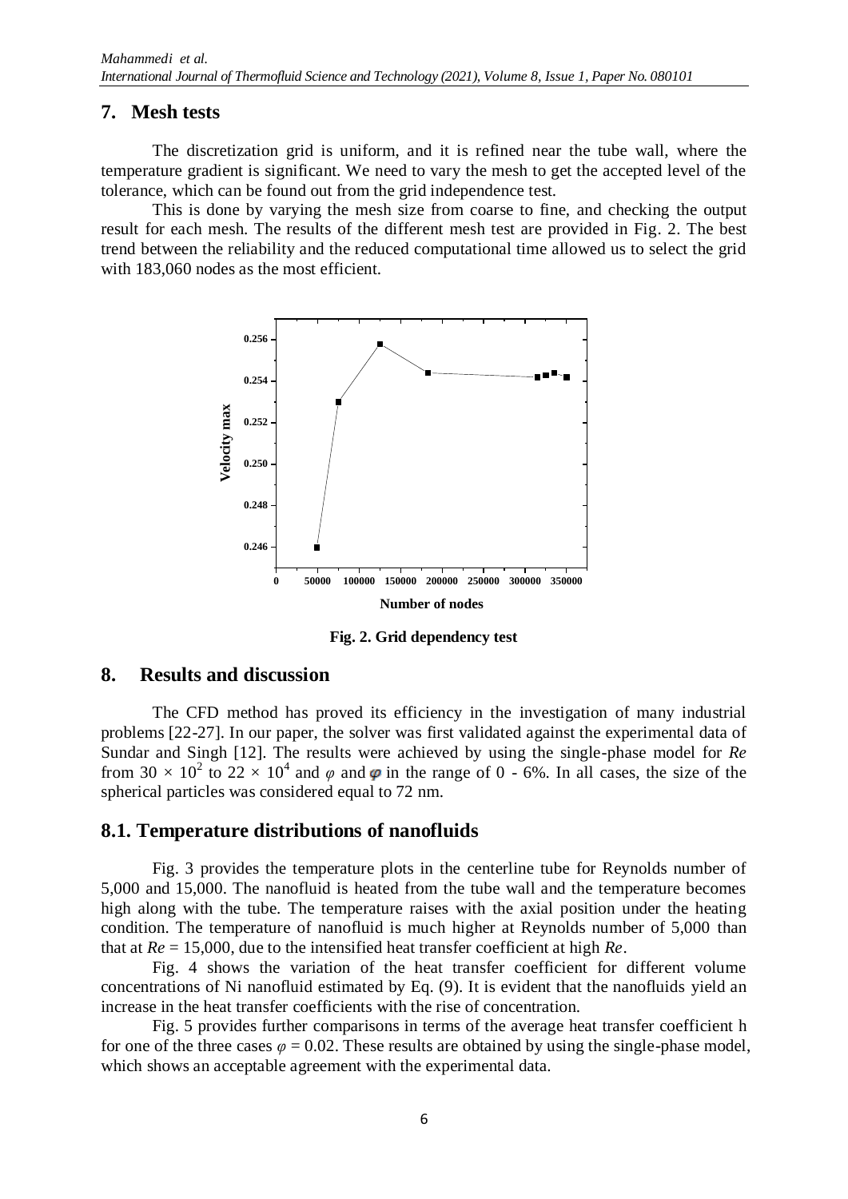## 7. Mesh tests

The discretization grid is uniform, and it is refined near the tube wall, where the temperature gradient is significant. We need to vary the mesh to get the accepted level of the tolerance, which can be found out from the grid independence test.

This is done by varying the mesh size from coarse to fine, and checking the output result for each mesh. The results of the different mesh test are provided in Fig. 2. The best trend between the reliability and the reduced computational time allowed us to select the grid with 183,060 nodes as the most efficient.

**Fig. 2. Grid dependency test**

## 8. Results and discussion

The CFD method has proved its efficiency in the investigation of many industrial problems [22-27]. In our paper, the solver was first validated against the experimental data of Sundar and Singh [12]. The results were achieved by using the single-phase model for *Re* from $30 \times 10^2$ to $22 \times 10^4$ and $\varphi$ and $\varphi$ in the range of 0 - 6%. In all cases, the size of the spherical particles was considered equal to 72 nm.

### 8.1. Temperature distributions of nanofluids

Fig. 3 provides the temperature plots in the centerline tube for Reynolds number of 5,000 and 15,000. The nanofluid is heated from the tube wall and the temperature becomes high along with the tube. The temperature raises with the axial position under the heating condition. The temperature of nanofluid is much higher at Reynolds number of 5,000 than that at $Re = 15{,}000$, due to the intensified heat transfer coefficient at high *Re*.

Fig. 4 shows the variation of the heat transfer coefficient for different volume concentrations of Ni nanofluid estimated by Eq. (9). It is evident that the nanofluids yield an increase in the heat transfer coefficients with the rise of concentration.

Fig. 5 provides further comparisons in terms of the average heat transfer coefficient h for one of the three cases $\varphi = 0.02$. These results are obtained by using the single-phase model, which shows an acceptable agreement with the experimental data.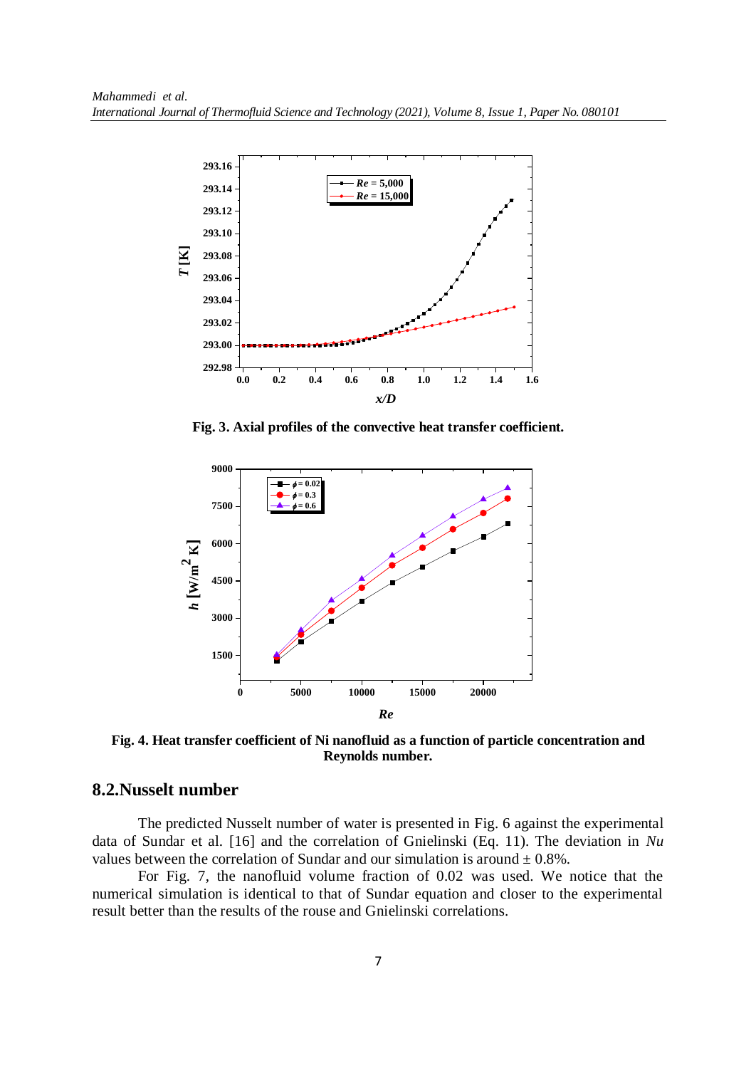Fig. 3. Axial profiles of the convective heat transfer coefficient.

Fig. 4. Heat transfer coefficient of Ni nanofluid as a function of particle concentration and Reynolds number.

## 8.2.Nusselt number

The predicted Nusselt number of water is presented in Fig. 6 against the experimental data of Sundar et al. [16] and the correlation of Gnielinski (Eq. 11). The deviation in *Nu* values between the correlation of Sundar and our simulation is around ± 0.8%.

For Fig. 7, the nanofluid volume fraction of 0.02 was used. We notice that the numerical simulation is identical to that of Sundar equation and closer to the experimental result better than the results of the rouse and Gnielinski correlations.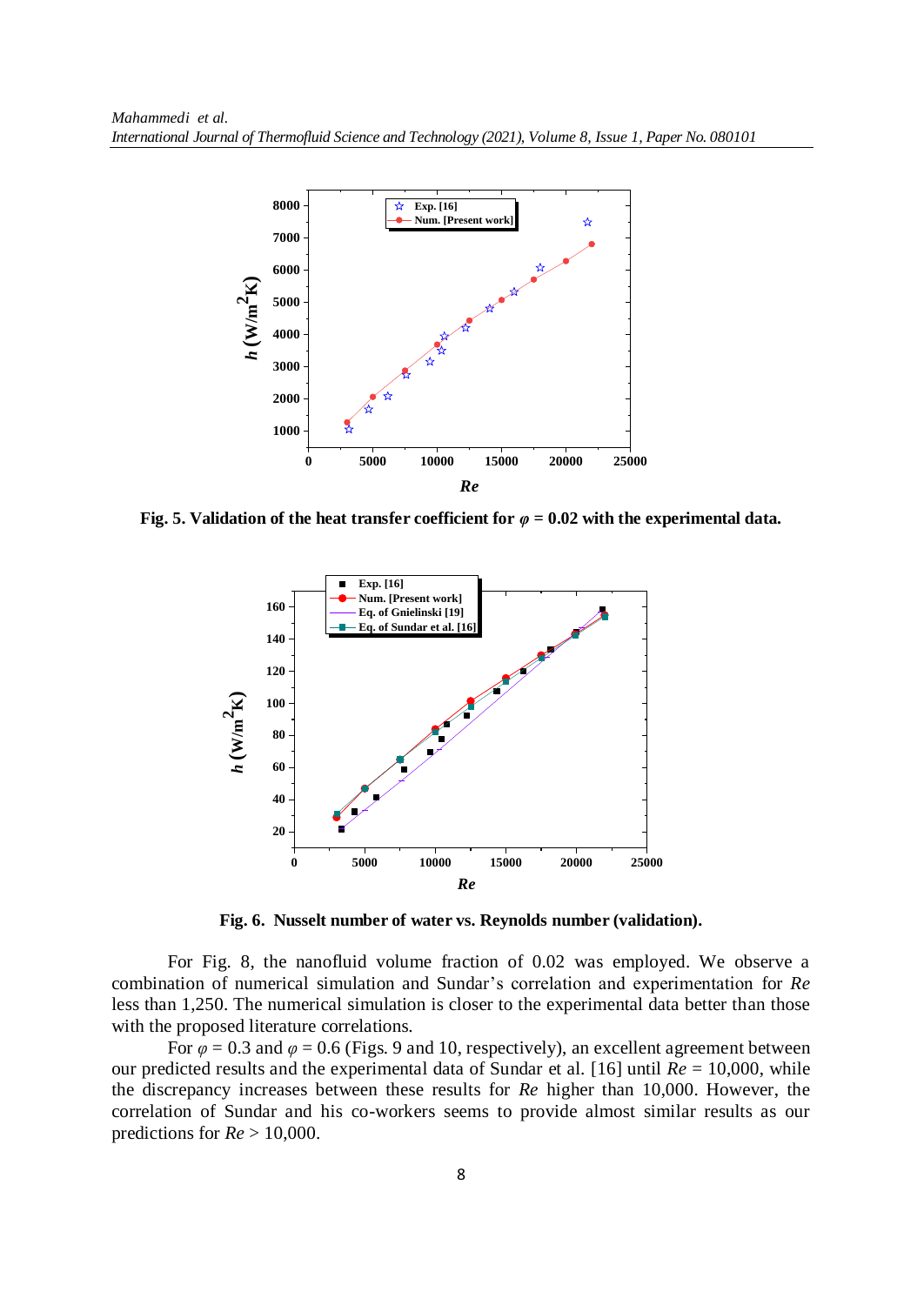**Fig. 5. Validation of the heat transfer coefficient for $\varphi$ = 0.02 with the experimental data.**

**Fig. 6. Nusselt number of water vs. Reynolds number (validation).**

For Fig. 8, the nanofluid volume fraction of 0.02 was employed. We observe a combination of numerical simulation and Sundar's correlation and experimentation for *Re* less than 1,250. The numerical simulation is closer to the experimental data better than those with the proposed literature correlations.

For $\varphi = 0.3$ and $\varphi = 0.6$ (Figs. 9 and 10, respectively), an excellent agreement between our predicted results and the experimental data of Sundar et al. [16] until *Re* = 10,000, while the discrepancy increases between these results for *Re* higher than 10,000. However, the correlation of Sundar and his co-workers seems to provide almost similar results as our predictions for *Re* > 10,000.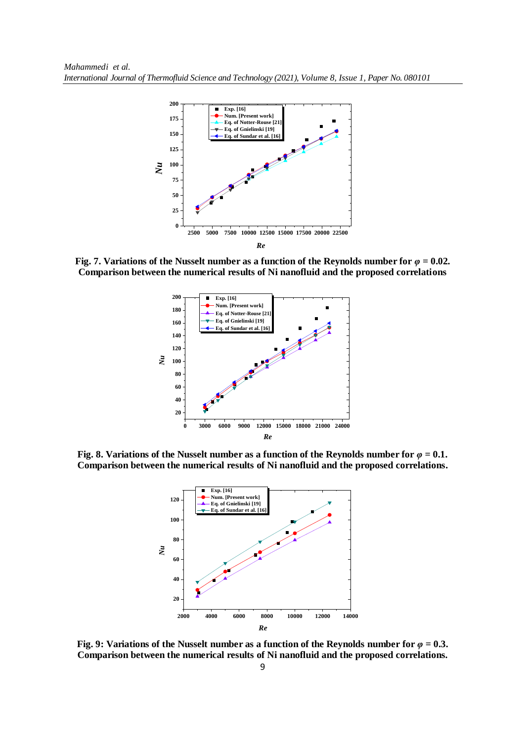**Fig. 7. Variations of the Nusselt number as a function of the Reynolds number for $\varphi = 0.02$. Comparison between the numerical results of Ni nanofluid and the proposed correlations**

**Fig. 8. Variations of the Nusselt number as a function of the Reynolds number for $\varphi = 0.1$. Comparison between the numerical results of Ni nanofluid and the proposed correlations.**

**Fig. 9: Variations of the Nusselt number as a function of the Reynolds number for $\varphi = 0.3$. Comparison between the numerical results of Ni nanofluid and the proposed correlations.**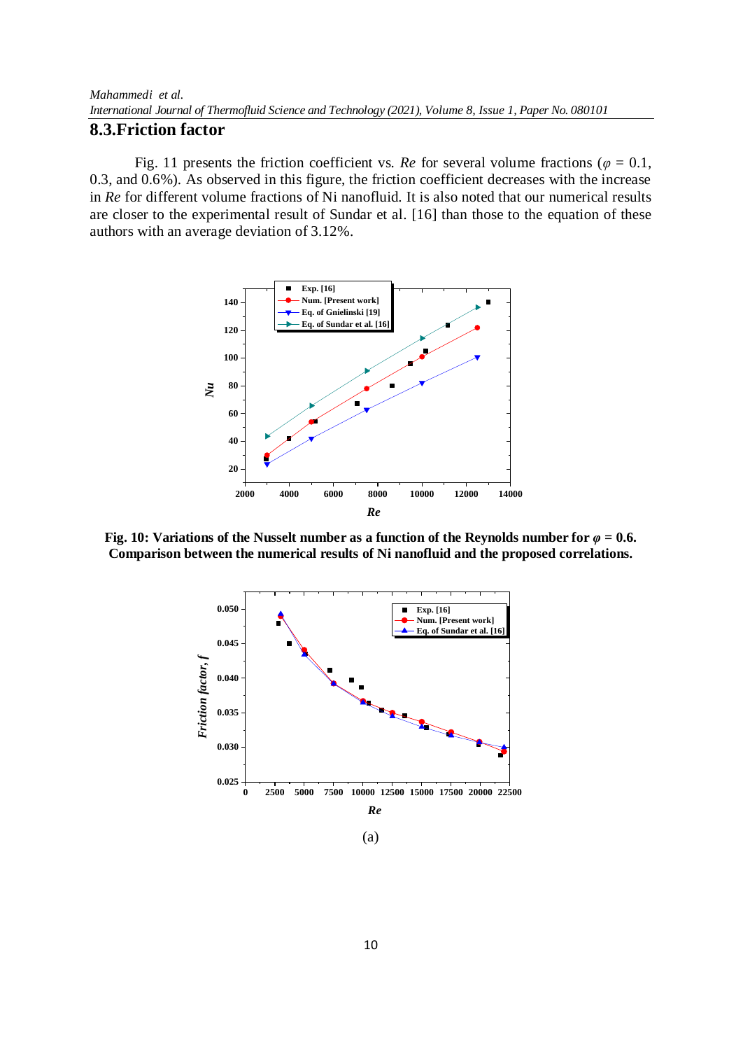## 8.3.Friction factor

Fig. 11 presents the friction coefficient vs. *Re* for several volume fractions ($\varphi$ = 0.1, 0.3, and 0.6%). As observed in this figure, the friction coefficient decreases with the increase in *Re* for different volume fractions of Ni nanofluid. It is also noted that our numerical results are closer to the experimental result of Sundar et al. [16] than those to the equation of these authors with an average deviation of 3.12%.

**Fig. 10: Variations of the Nusselt number as a function of the Reynolds number for $\varphi$ = 0.6. Comparison between the numerical results of Ni nanofluid and the proposed correlations.**

(a)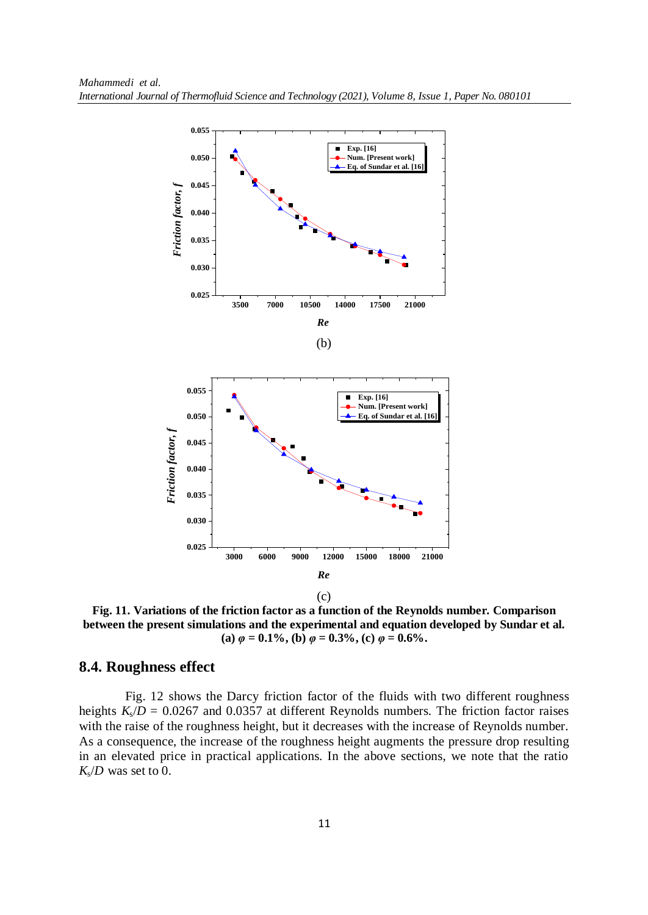(b)

(c)

**Fig. 11. Variations of the friction factor as a function of the Reynolds number. Comparison between the present simulations and the experimental and equation developed by Sundar et al. (a) $\varphi$ = 0.1%, (b) $\varphi$ = 0.3%, (c) $\varphi$ = 0.6%.**

## 8.4. Roughness effect

Fig. 12 shows the Darcy friction factor of the fluids with two different roughness heights $K_s/D$ = 0.0267 and 0.0357 at different Reynolds numbers. The friction factor raises with the raise of the roughness height, but it decreases with the increase of Reynolds number. As a consequence, the increase of the roughness height augments the pressure drop resulting in an elevated price in practical applications. In the above sections, we note that the ratio $K_s/D$ was set to 0.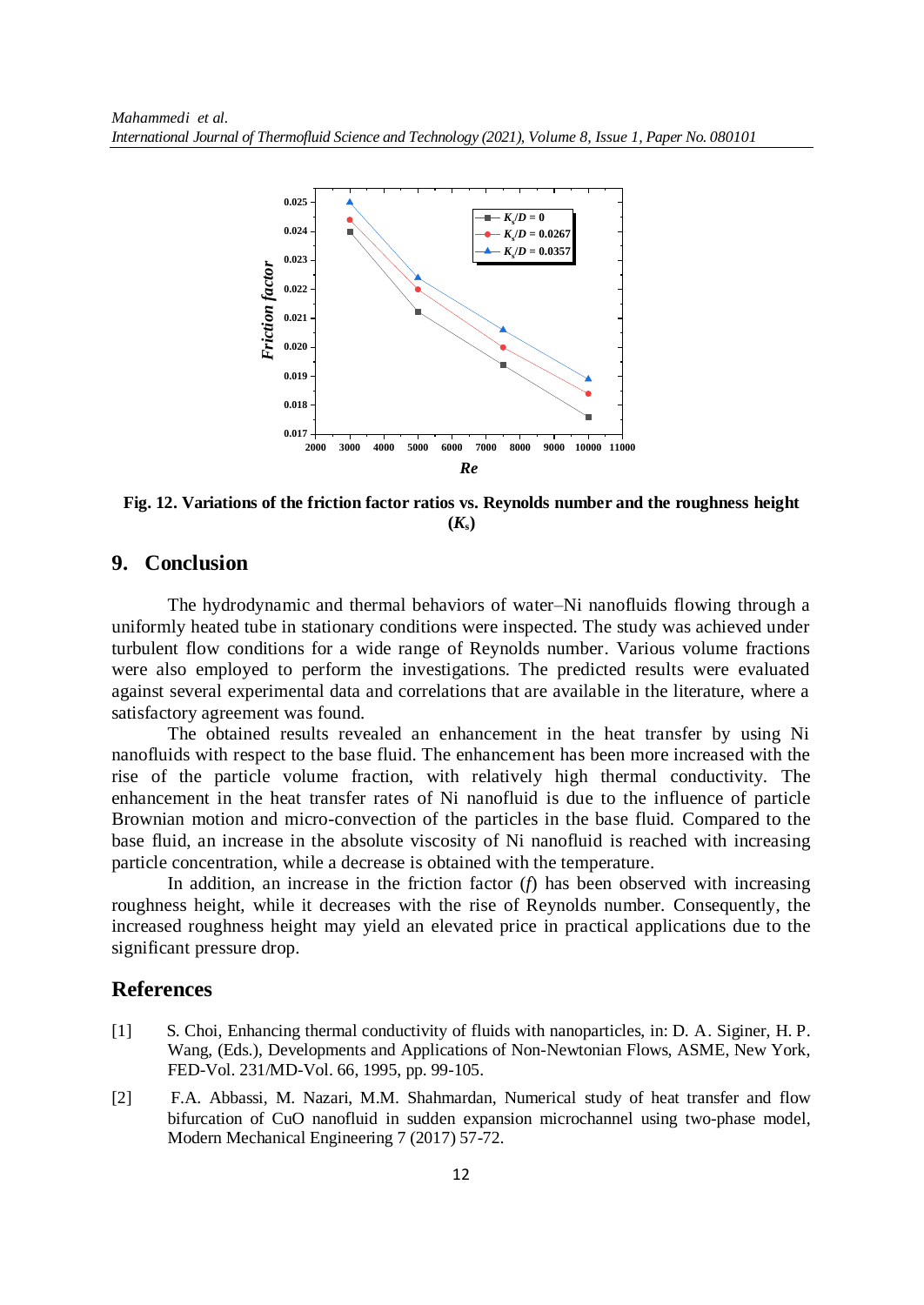Fig. 12. Variations of the friction factor ratios vs. Reynolds number and the roughness height ($K_s$)

## 9. Conclusion

The hydrodynamic and thermal behaviors of water–Ni nanofluids flowing through a uniformly heated tube in stationary conditions were inspected. The study was achieved under turbulent flow conditions for a wide range of Reynolds number. Various volume fractions were also employed to perform the investigations. The predicted results were evaluated against several experimental data and correlations that are available in the literature, where a satisfactory agreement was found.

The obtained results revealed an enhancement in the heat transfer by using Ni nanofluids with respect to the base fluid. The enhancement has been more increased with the rise of the particle volume fraction, with relatively high thermal conductivity. The enhancement in the heat transfer rates of Ni nanofluid is due to the influence of particle Brownian motion and micro-convection of the particles in the base fluid. Compared to the base fluid, an increase in the absolute viscosity of Ni nanofluid is reached with increasing particle concentration, while a decrease is obtained with the temperature.

In addition, an increase in the friction factor ($f$) has been observed with increasing roughness height, while it decreases with the rise of Reynolds number. Consequently, the increased roughness height may yield an elevated price in practical applications due to the significant pressure drop.

## References

[1] S. Choi, Enhancing thermal conductivity of fluids with nanoparticles, in: D. A. Siginer, H. P. Wang, (Eds.), Developments and Applications of Non-Newtonian Flows, ASME, New York, FED-Vol. 231/MD-Vol. 66, 1995, pp. 99-105.

[2] F.A. Abbassi, M. Nazari, M.M. Shahmardan, Numerical study of heat transfer and flow bifurcation of CuO nanofluid in sudden expansion microchannel using two-phase model, Modern Mechanical Engineering 7 (2017) 57-72.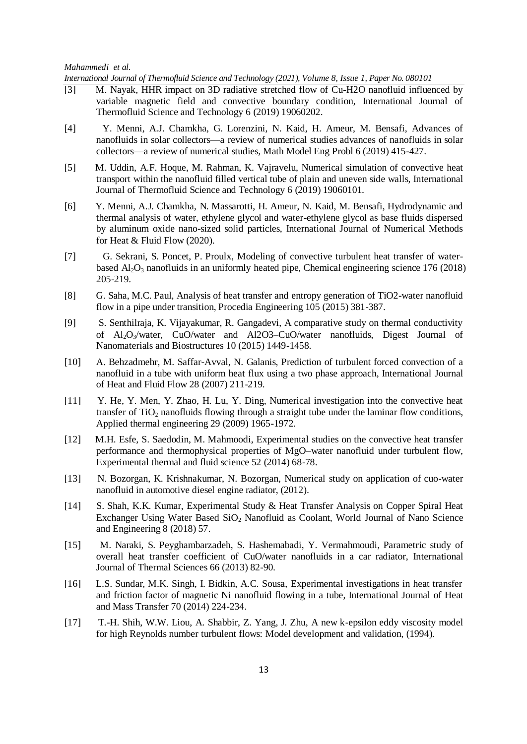[3] M. Nayak, HHR impact on 3D radiative stretched flow of Cu-H2O nanofluid influenced by variable magnetic field and convective boundary condition, International Journal of Thermofluid Science and Technology 6 (2019) 19060202.

[4] Y. Menni, A.J. Chamkha, G. Lorenzini, N. Kaid, H. Ameur, M. Bensafi, Advances of nanofluids in solar collectors—a review of numerical studies advances of nanofluids in solar collectors—a review of numerical studies, Math Model Eng Probl 6 (2019) 415-427.

[5] M. Uddin, A.F. Hoque, M. Rahman, K. Vajravelu, Numerical simulation of convective heat transport within the nanofluid filled vertical tube of plain and uneven side walls, International Journal of Thermofluid Science and Technology 6 (2019) 19060101.

[6] Y. Menni, A.J. Chamkha, N. Massarotti, H. Ameur, N. Kaid, M. Bensafi, Hydrodynamic and thermal analysis of water, ethylene glycol and water-ethylene glycol as base fluids dispersed by aluminum oxide nano-sized solid particles, International Journal of Numerical Methods for Heat & Fluid Flow (2020).

[7] G. Sekrani, S. Poncet, P. Proulx, Modeling of convective turbulent heat transfer of water-based $Al_2O_3$ nanofluids in an uniformly heated pipe, Chemical engineering science 176 (2018) 205-219.

[8] G. Saha, M.C. Paul, Analysis of heat transfer and entropy generation of TiO2-water nanofluid flow in a pipe under transition, Procedia Engineering 105 (2015) 381-387.

[9] S. Senthilraja, K. Vijayakumar, R. Gangadevi, A comparative study on thermal conductivity of $Al_2O_3$/water, CuO/water and Al2O3–CuO/water nanofluids, Digest Journal of Nanomaterials and Biostructures 10 (2015) 1449-1458.

[10] A. Behzadmehr, M. Saffar-Avval, N. Galanis, Prediction of turbulent forced convection of a nanofluid in a tube with uniform heat flux using a two phase approach, International Journal of Heat and Fluid Flow 28 (2007) 211-219.

[11] Y. He, Y. Men, Y. Zhao, H. Lu, Y. Ding, Numerical investigation into the convective heat transfer of $TiO_2$ nanofluids flowing through a straight tube under the laminar flow conditions, Applied thermal engineering 29 (2009) 1965-1972.

[12] M.H. Esfe, S. Saedodin, M. Mahmoodi, Experimental studies on the convective heat transfer performance and thermophysical properties of MgO–water nanofluid under turbulent flow, Experimental thermal and fluid science 52 (2014) 68-78.

[13] N. Bozorgan, K. Krishnakumar, N. Bozorgan, Numerical study on application of cuo-water nanofluid in automotive diesel engine radiator, (2012).

[14] S. Shah, K.K. Kumar, Experimental Study & Heat Transfer Analysis on Copper Spiral Heat Exchanger Using Water Based $SiO_2$ Nanofluid as Coolant, World Journal of Nano Science and Engineering 8 (2018) 57.

[15] M. Naraki, S. Peyghambarzadeh, S. Hashemabadi, Y. Vermahmoudi, Parametric study of overall heat transfer coefficient of CuO/water nanofluids in a car radiator, International Journal of Thermal Sciences 66 (2013) 82-90.

[16] L.S. Sundar, M.K. Singh, I. Bidkin, A.C. Sousa, Experimental investigations in heat transfer and friction factor of magnetic Ni nanofluid flowing in a tube, International Journal of Heat and Mass Transfer 70 (2014) 224-234.

[17] T.-H. Shih, W.W. Liou, A. Shabbir, Z. Yang, J. Zhu, A new k-epsilon eddy viscosity model for high Reynolds number turbulent flows: Model development and validation, (1994).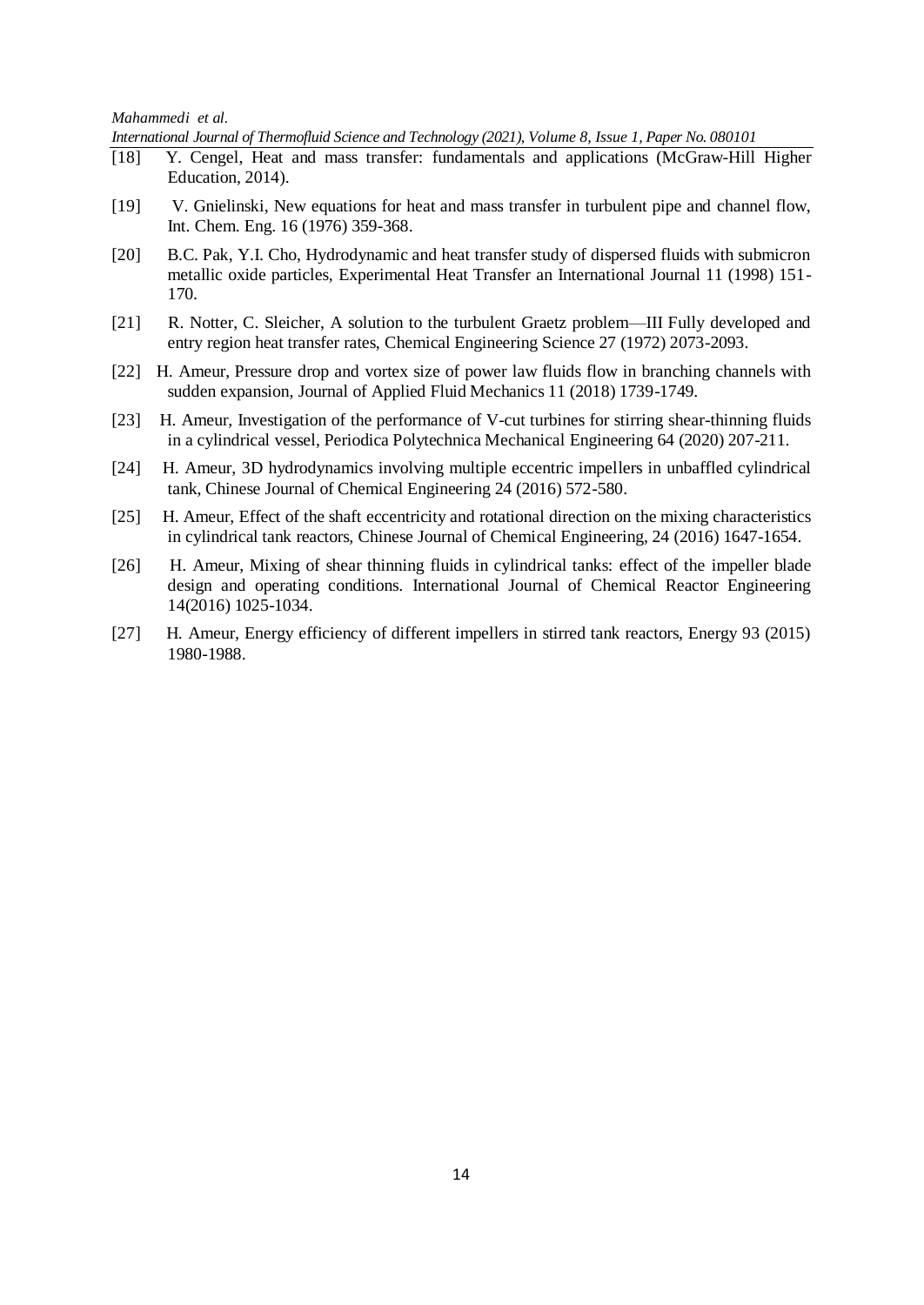[18] Y. Cengel, Heat and mass transfer: fundamentals and applications (McGraw-Hill Higher Education, 2014).

[19] V. Gnielinski, New equations for heat and mass transfer in turbulent pipe and channel flow, Int. Chem. Eng. 16 (1976) 359-368.

[20] B.C. Pak, Y.I. Cho, Hydrodynamic and heat transfer study of dispersed fluids with submicron metallic oxide particles, Experimental Heat Transfer an International Journal 11 (1998) 151-170.

[21] R. Notter, C. Sleicher, A solution to the turbulent Graetz problem—III Fully developed and entry region heat transfer rates, Chemical Engineering Science 27 (1972) 2073-2093.

[22] H. Ameur, Pressure drop and vortex size of power law fluids flow in branching channels with sudden expansion, Journal of Applied Fluid Mechanics 11 (2018) 1739-1749.

[23] H. Ameur, Investigation of the performance of V-cut turbines for stirring shear-thinning fluids in a cylindrical vessel, Periodica Polytechnica Mechanical Engineering 64 (2020) 207-211.

[24] H. Ameur, 3D hydrodynamics involving multiple eccentric impellers in unbaffled cylindrical tank, Chinese Journal of Chemical Engineering 24 (2016) 572-580.

[25] H. Ameur, Effect of the shaft eccentricity and rotational direction on the mixing characteristics in cylindrical tank reactors, Chinese Journal of Chemical Engineering, 24 (2016) 1647-1654.

[26] H. Ameur, Mixing of shear thinning fluids in cylindrical tanks: effect of the impeller blade design and operating conditions. International Journal of Chemical Reactor Engineering 14(2016) 1025-1034.

[27] H. Ameur, Energy efficiency of different impellers in stirred tank reactors, Energy 93 (2015) 1980-1988.